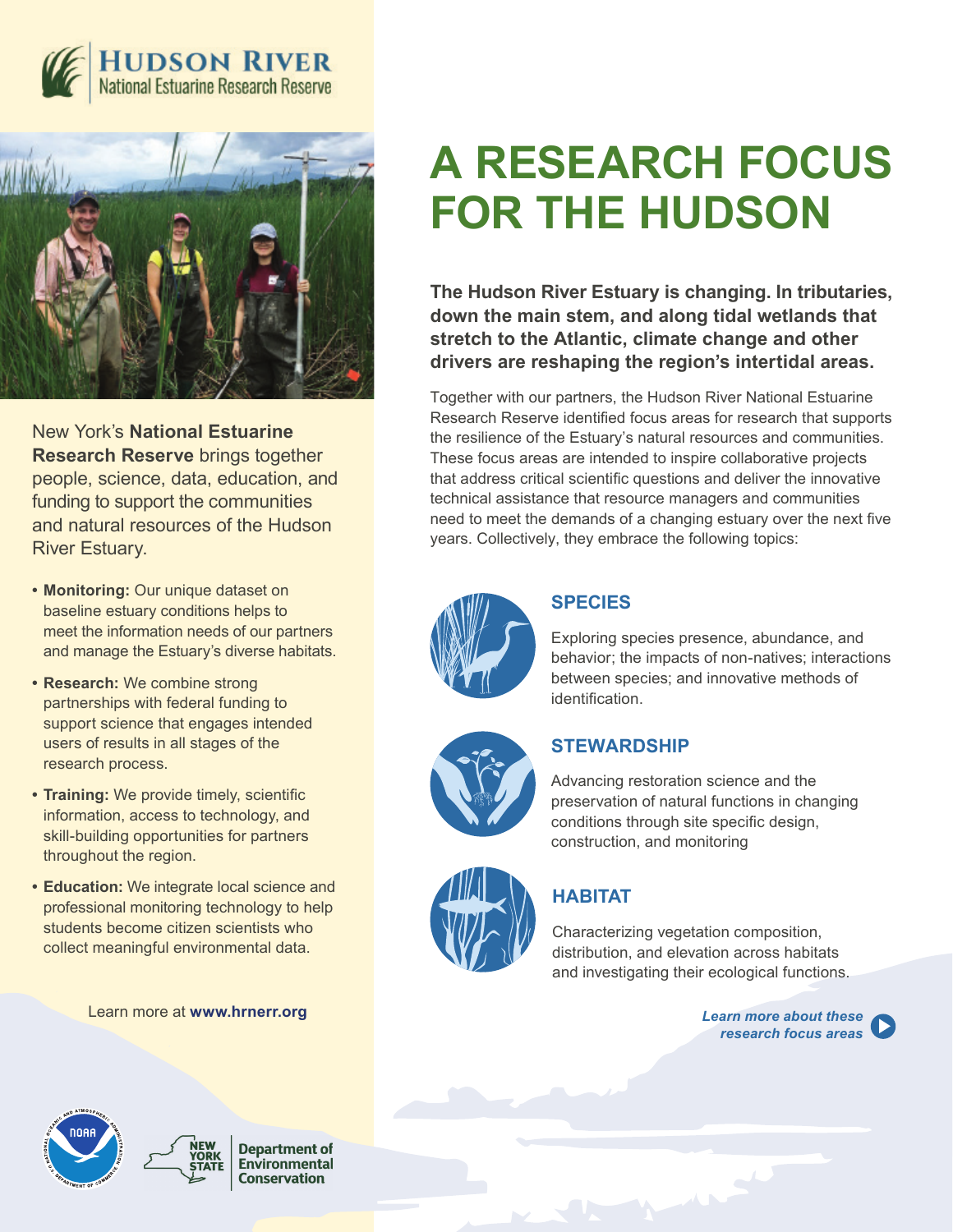**HUDSON RIVER**
National Estuarine Research Reserve

New York's **National Estuarine Research Reserve** brings together people, science, data, education, and funding to support the communities and natural resources of the Hudson River Estuary.

- **Monitoring:** Our unique dataset on baseline estuary conditions helps to meet the information needs of our partners and manage the Estuary's diverse habitats.
- **Research:** We combine strong partnerships with federal funding to support science that engages intended users of results in all stages of the research process.
- **Training:** We provide timely, scientific information, access to technology, and skill-building opportunities for partners throughout the region.
- **Education:** We integrate local science and professional monitoring technology to help students become citizen scientists who collect meaningful environmental data.

Learn more at **www.hrnerr.org**

# A RESEARCH FOCUS FOR THE HUDSON

**The Hudson River Estuary is changing. In tributaries, down the main stem, and along tidal wetlands that stretch to the Atlantic, climate change and other drivers are reshaping the region's intertidal areas.**

Together with our partners, the Hudson River National Estuarine Research Reserve identified focus areas for research that supports the resilience of the Estuary's natural resources and communities. These focus areas are intended to inspire collaborative projects that address critical scientific questions and deliver the innovative technical assistance that resource managers and communities need to meet the demands of a changing estuary over the next five years. Collectively, they embrace the following topics:

## SPECIES

Exploring species presence, abundance, and behavior; the impacts of non-natives; interactions between species; and innovative methods of identification.

## STEWARDSHIP

Advancing restoration science and the preservation of natural functions in changing conditions through site specific design, construction, and monitoring

## HABITAT

Characterizing vegetation composition, distribution, and elevation across habitats and investigating their ecological functions.

*Learn more about these research focus areas*

NEW YORK STATE | Department of Environmental Conservation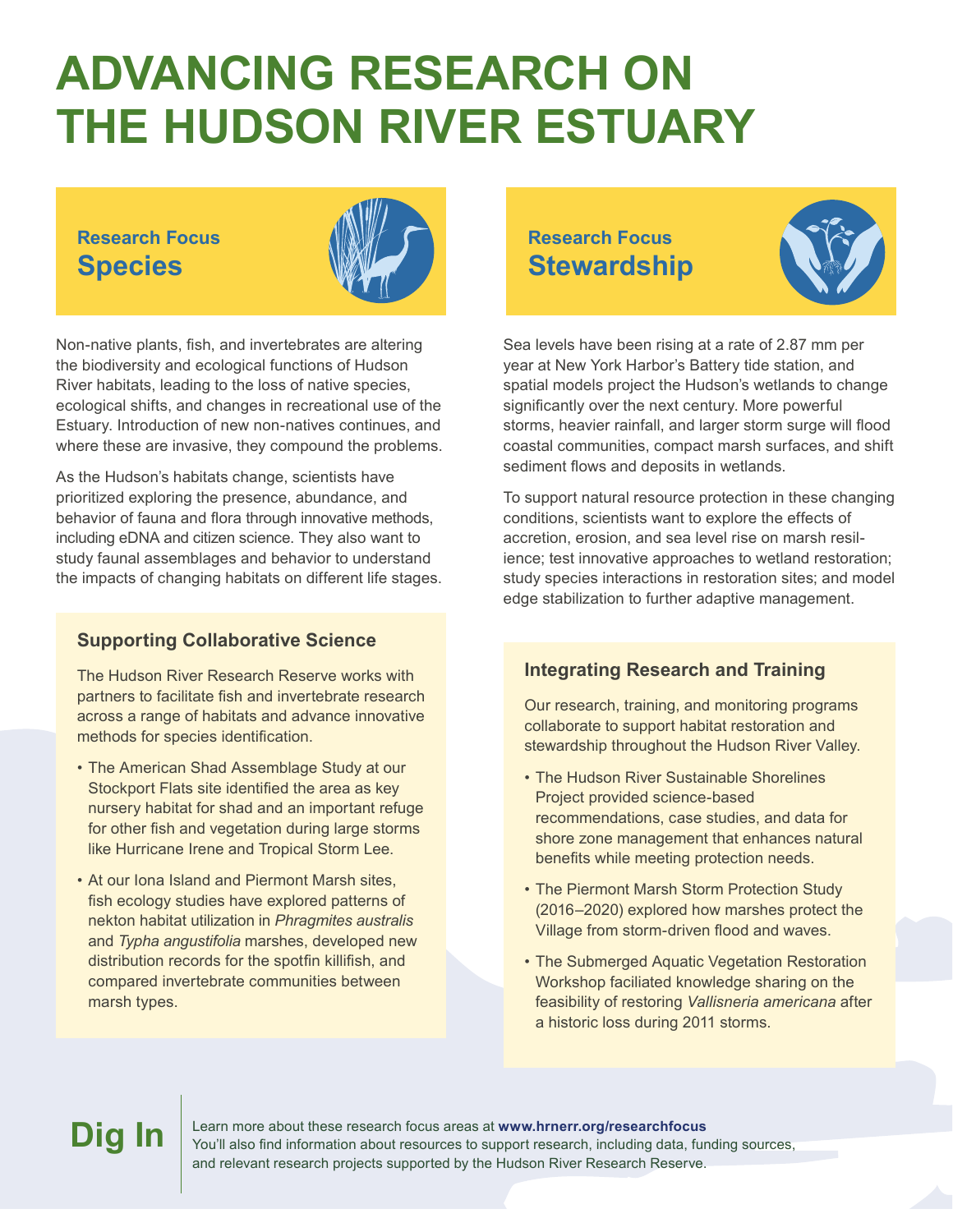# ADVANCING RESEARCH ON THE HUDSON RIVER ESTUARY

## Research Focus
## Species

Non-native plants, fish, and invertebrates are altering the biodiversity and ecological functions of Hudson River habitats, leading to the loss of native species, ecological shifts, and changes in recreational use of the Estuary. Introduction of new non-natives continues, and where these are invasive, they compound the problems.

As the Hudson's habitats change, scientists have prioritized exploring the presence, abundance, and behavior of fauna and flora through innovative methods, including eDNA and citizen science. They also want to study faunal assemblages and behavior to understand the impacts of changing habitats on different life stages.

### Supporting Collaborative Science

The Hudson River Research Reserve works with partners to facilitate fish and invertebrate research across a range of habitats and advance innovative methods for species identification.

- The American Shad Assemblage Study at our Stockport Flats site identified the area as key nursery habitat for shad and an important refuge for other fish and vegetation during large storms like Hurricane Irene and Tropical Storm Lee.
- At our Iona Island and Piermont Marsh sites, fish ecology studies have explored patterns of nekton habitat utilization in *Phragmites australis* and *Typha angustifolia* marshes, developed new distribution records for the spotfin killifish, and compared invertebrate communities between marsh types.

## Research Focus
## Stewardship

Sea levels have been rising at a rate of 2.87 mm per year at New York Harbor's Battery tide station, and spatial models project the Hudson's wetlands to change significantly over the next century. More powerful storms, heavier rainfall, and larger storm surge will flood coastal communities, compact marsh surfaces, and shift sediment flows and deposits in wetlands.

To support natural resource protection in these changing conditions, scientists want to explore the effects of accretion, erosion, and sea level rise on marsh resilience; test innovative approaches to wetland restoration; study species interactions in restoration sites; and model edge stabilization to further adaptive management.

### Integrating Research and Training

Our research, training, and monitoring programs collaborate to support habitat restoration and stewardship throughout the Hudson River Valley.

- The Hudson River Sustainable Shorelines Project provided science-based recommendations, case studies, and data for shore zone management that enhances natural benefits while meeting protection needs.
- The Piermont Marsh Storm Protection Study (2016–2020) explored how marshes protect the Village from storm-driven flood and waves.
- The Submerged Aquatic Vegetation Restoration Workshop faciliated knowledge sharing on the feasibility of restoring *Vallisneria americana* after a historic loss during 2011 storms.

## Dig In

Learn more about these research focus areas at **www.hrnerr.org/researchfocus**
You'll also find information about resources to support research, including data, funding sources, and relevant research projects supported by the Hudson River Research Reserve.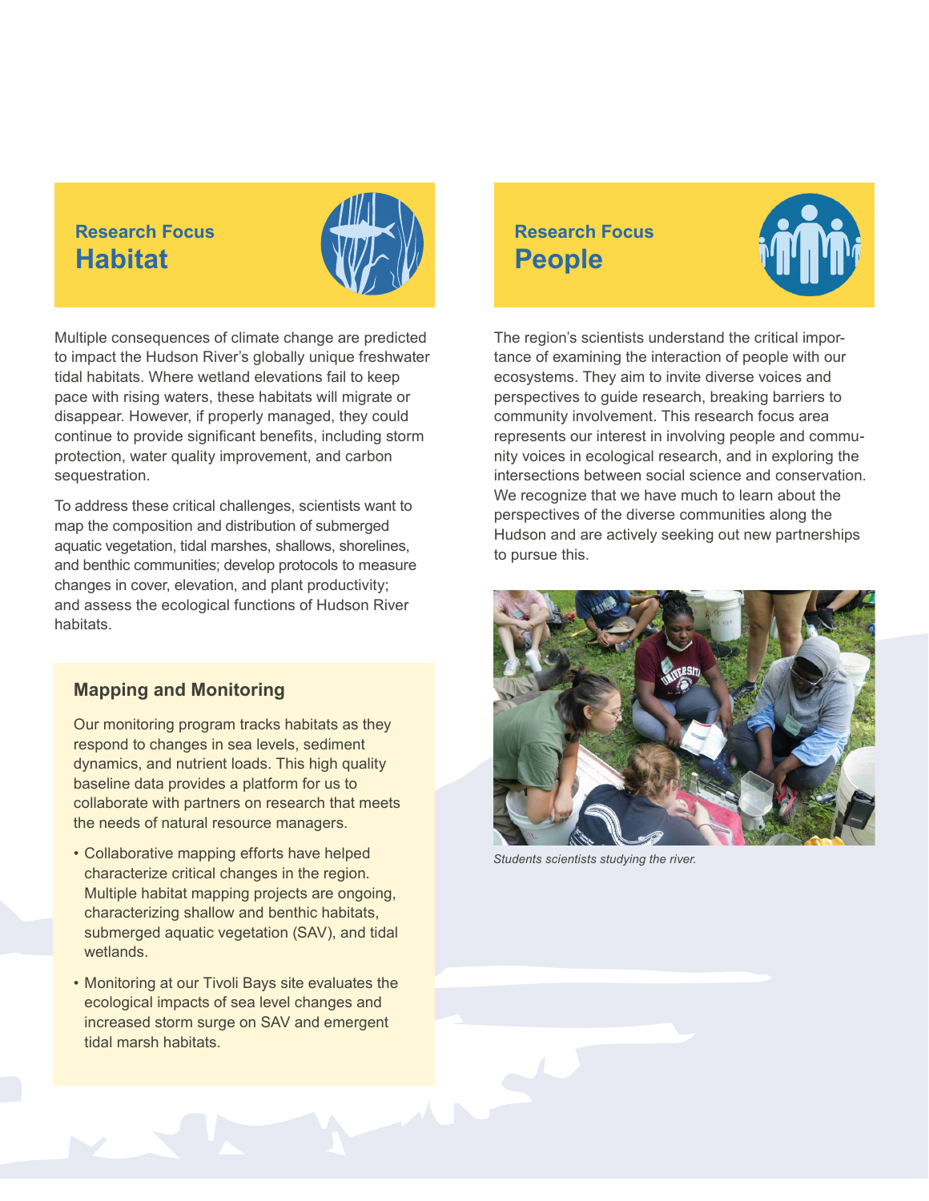## Research Focus
# Habitat

Multiple consequences of climate change are predicted to impact the Hudson River's globally unique freshwater tidal habitats. Where wetland elevations fail to keep pace with rising waters, these habitats will migrate or disappear. However, if properly managed, they could continue to provide significant benefits, including storm protection, water quality improvement, and carbon sequestration.

To address these critical challenges, scientists want to map the composition and distribution of submerged aquatic vegetation, tidal marshes, shallows, shorelines, and benthic communities; develop protocols to measure changes in cover, elevation, and plant productivity; and assess the ecological functions of Hudson River habitats.

### Mapping and Monitoring

Our monitoring program tracks habitats as they respond to changes in sea levels, sediment dynamics, and nutrient loads. This high quality baseline data provides a platform for us to collaborate with partners on research that meets the needs of natural resource managers.

- Collaborative mapping efforts have helped characterize critical changes in the region. Multiple habitat mapping projects are ongoing, characterizing shallow and benthic habitats, submerged aquatic vegetation (SAV), and tidal wetlands.
- Monitoring at our Tivoli Bays site evaluates the ecological impacts of sea level changes and increased storm surge on SAV and emergent tidal marsh habitats.

## Research Focus
# People

The region's scientists understand the critical importance of examining the interaction of people with our ecosystems. They aim to invite diverse voices and perspectives to guide research, breaking barriers to community involvement. This research focus area represents our interest in involving people and community voices in ecological research, and in exploring the intersections between social science and conservation. We recognize that we have much to learn about the perspectives of the diverse communities along the Hudson and are actively seeking out new partnerships to pursue this.

*Students scientists studying the river.*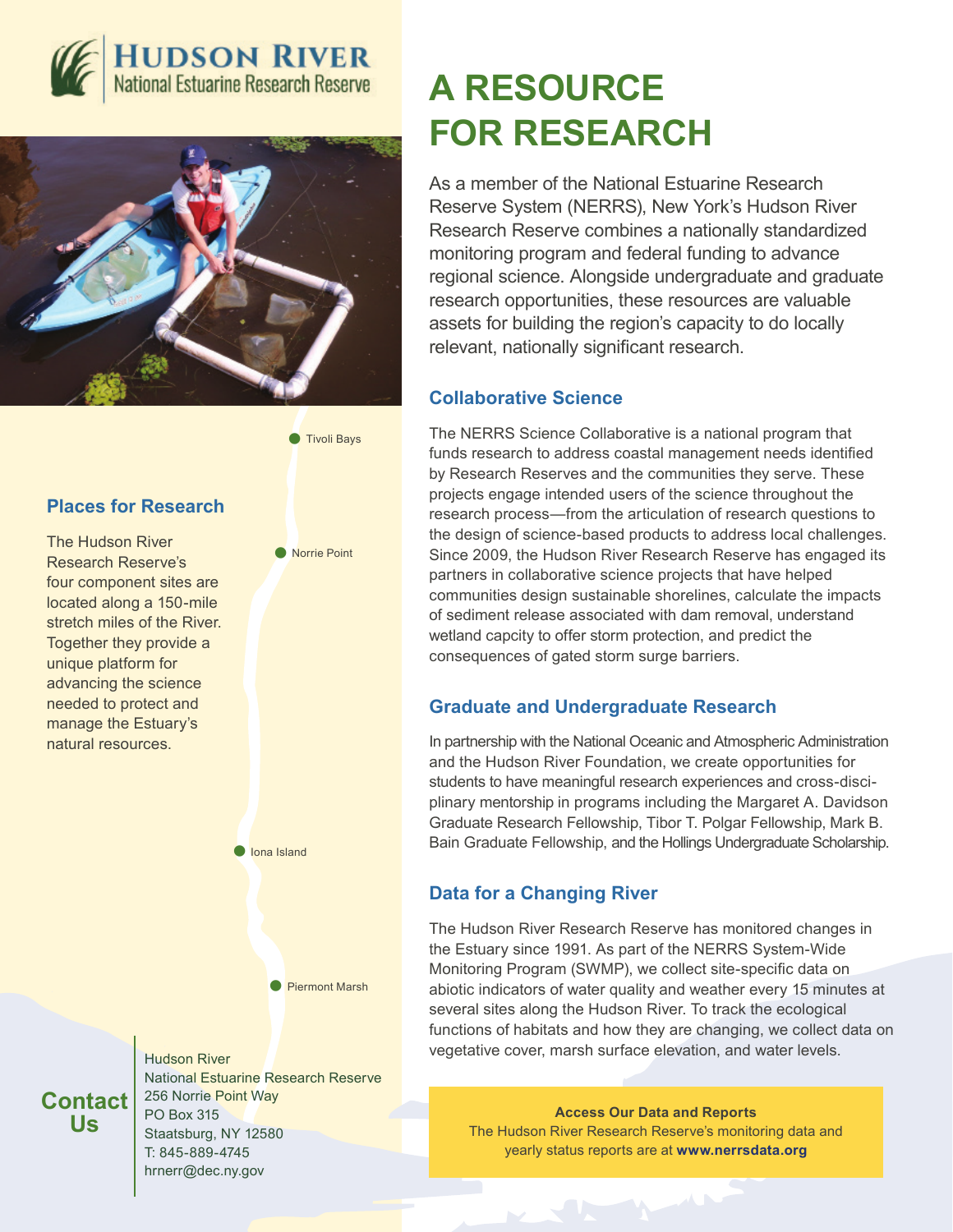**HUDSON RIVER**
National Estuarine Research Reserve

# A RESOURCE FOR RESEARCH

As a member of the National Estuarine Research Reserve System (NERRS), New York's Hudson River Research Reserve combines a nationally standardized monitoring program and federal funding to advance regional science. Alongside undergraduate and graduate research opportunities, these resources are valuable assets for building the region's capacity to do locally relevant, nationally significant research.

## Places for Research

The Hudson River Research Reserve's four component sites are located along a 150-mile stretch miles of the River. Together they provide a unique platform for advancing the science needed to protect and manage the Estuary's natural resources.

Tivoli Bays

Norrie Point

Iona Island

Piermont Marsh

## Collaborative Science

The NERRS Science Collaborative is a national program that funds research to address coastal management needs identified by Research Reserves and the communities they serve. These projects engage intended users of the science throughout the research process—from the articulation of research questions to the design of science-based products to address local challenges. Since 2009, the Hudson River Research Reserve has engaged its partners in collaborative science projects that have helped communities design sustainable shorelines, calculate the impacts of sediment release associated with dam removal, understand wetland capcity to offer storm protection, and predict the consequences of gated storm surge barriers.

## Graduate and Undergraduate Research

In partnership with the National Oceanic and Atmospheric Administration and the Hudson River Foundation, we create opportunities for students to have meaningful research experiences and cross-disciplinary mentorship in programs including the Margaret A. Davidson Graduate Research Fellowship, Tibor T. Polgar Fellowship, Mark B. Bain Graduate Fellowship, and the Hollings Undergraduate Scholarship.

## Data for a Changing River

The Hudson River Research Reserve has monitored changes in the Estuary since 1991. As part of the NERRS System-Wide Monitoring Program (SWMP), we collect site-specific data on abiotic indicators of water quality and weather every 15 minutes at several sites along the Hudson River. To track the ecological functions of habitats and how they are changing, we collect data on vegetative cover, marsh surface elevation, and water levels.

**Access Our Data and Reports**
The Hudson River Research Reserve's monitoring data and yearly status reports are at **www.nerrsdata.org**

## Contact Us

Hudson River
National Estuarine Research Reserve
256 Norrie Point Way
PO Box 315
Staatsburg, NY 12580
T: 845-889-4745
hrnerr@dec.ny.gov